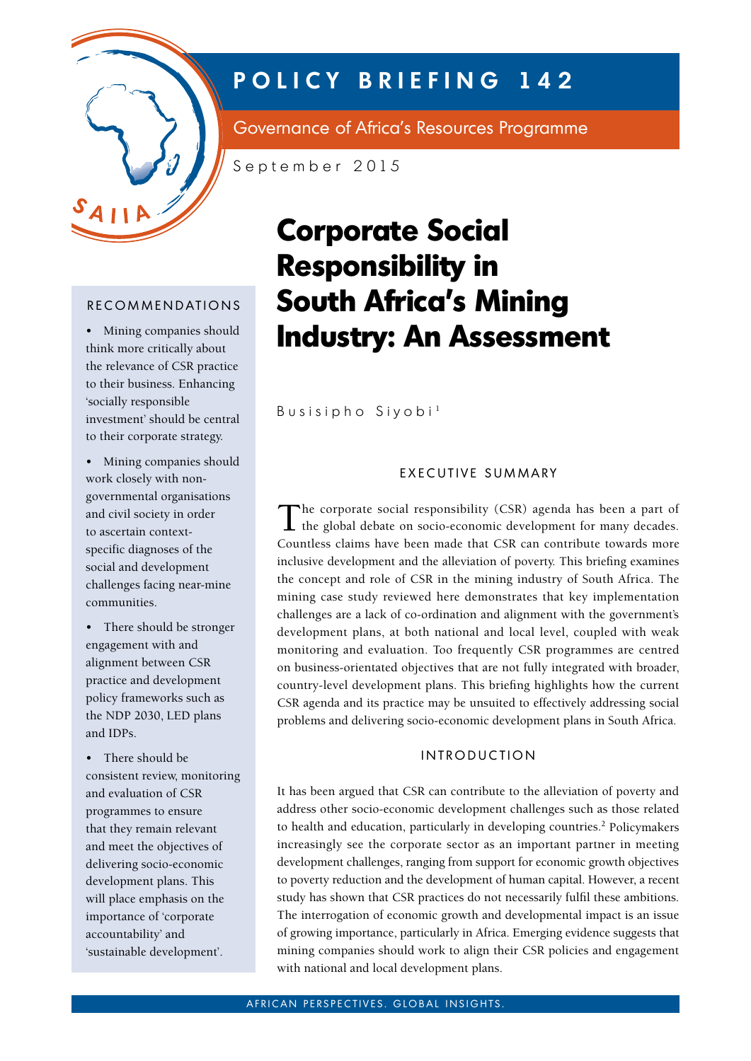# POLICY BRIEFING 142

Governance of Africa's Resources Programme

September 2015

# Corporate Social Responsibility in South Africa's Mining Industry: An Assessment

Busisipho Siyobi[1]

## RECOMMENDATIONS

- Mining companies should think more critically about the relevance of CSR practice to their business. Enhancing 'socially responsible investment' should be central to their corporate strategy.
- Mining companies should work closely with non-governmental organisations and civil society in order to ascertain context-specific diagnoses of the social and development challenges facing near-mine communities.
- There should be stronger engagement with and alignment between CSR practice and development policy frameworks such as the NDP 2030, LED plans and IDPs.
- There should be consistent review, monitoring and evaluation of CSR programmes to ensure that they remain relevant and meet the objectives of delivering socio-economic development plans. This will place emphasis on the importance of 'corporate accountability' and 'sustainable development'.

## EXECUTIVE SUMMARY

The corporate social responsibility (CSR) agenda has been a part of the global debate on socio-economic development for many decades. Countless claims have been made that CSR can contribute towards more inclusive development and the alleviation of poverty. This briefing examines the concept and role of CSR in the mining industry of South Africa. The mining case study reviewed here demonstrates that key implementation challenges are a lack of co-ordination and alignment with the government's development plans, at both national and local level, coupled with weak monitoring and evaluation. Too frequently CSR programmes are centred on business-orientated objectives that are not fully integrated with broader, country-level development plans. This briefing highlights how the current CSR agenda and its practice may be unsuited to effectively addressing social problems and delivering socio-economic development plans in South Africa.

## INTRODUCTION

It has been argued that CSR can contribute to the alleviation of poverty and address other socio-economic development challenges such as those related to health and education, particularly in developing countries.[2] Policymakers increasingly see the corporate sector as an important partner in meeting development challenges, ranging from support for economic growth objectives to poverty reduction and the development of human capital. However, a recent study has shown that CSR practices do not necessarily fulfil these ambitions. The interrogation of economic growth and developmental impact is an issue of growing importance, particularly in Africa. Emerging evidence suggests that mining companies should work to align their CSR policies and engagement with national and local development plans.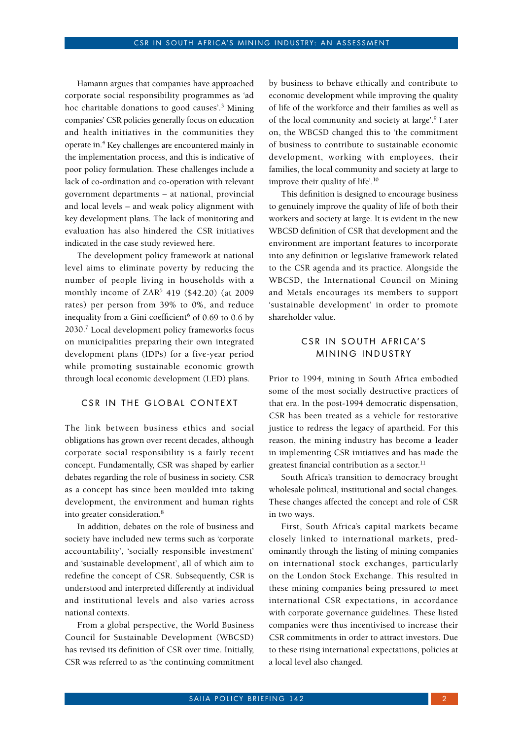Hamann argues that companies have approached corporate social responsibility programmes as 'ad hoc charitable donations to good causes'.[3] Mining companies' CSR policies generally focus on education and health initiatives in the communities they operate in.[4] Key challenges are encountered mainly in the implementation process, and this is indicative of poor policy formulation. These challenges include a lack of co-ordination and co-operation with relevant government departments – at national, provincial and local levels – and weak policy alignment with key development plans. The lack of monitoring and evaluation has also hindered the CSR initiatives indicated in the case study reviewed here.

The development policy framework at national level aims to eliminate poverty by reducing the number of people living in households with a monthly income of ZAR[5] 419 ($42.20) (at 2009 rates) per person from 39% to 0%, and reduce inequality from a Gini coefficient[6] of 0.69 to 0.6 by 2030.[7] Local development policy frameworks focus on municipalities preparing their own integrated development plans (IDPs) for a five-year period while promoting sustainable economic growth through local economic development (LED) plans.

## CSR in the Global Context

The link between business ethics and social obligations has grown over recent decades, although corporate social responsibility is a fairly recent concept. Fundamentally, CSR was shaped by earlier debates regarding the role of business in society. CSR as a concept has since been moulded into taking development, the environment and human rights into greater consideration.[8]

In addition, debates on the role of business and society have included new terms such as 'corporate accountability', 'socially responsible investment' and 'sustainable development', all of which aim to redefine the concept of CSR. Subsequently, CSR is understood and interpreted differently at individual and institutional levels and also varies across national contexts.

From a global perspective, the World Business Council for Sustainable Development (WBCSD) has revised its definition of CSR over time. Initially, CSR was referred to as 'the continuing commitment by business to behave ethically and contribute to economic development while improving the quality of life of the workforce and their families as well as of the local community and society at large'.[9] Later on, the WBCSD changed this to 'the commitment of business to contribute to sustainable economic development, working with employees, their families, the local community and society at large to improve their quality of life'.[10]

This definition is designed to encourage business to genuinely improve the quality of life of both their workers and society at large. It is evident in the new WBCSD definition of CSR that development and the environment are important features to incorporate into any definition or legislative framework related to the CSR agenda and its practice. Alongside the WBCSD, the International Council on Mining and Metals encourages its members to support 'sustainable development' in order to promote shareholder value.

## CSR in South Africa's Mining Industry

Prior to 1994, mining in South Africa embodied some of the most socially destructive practices of that era. In the post-1994 democratic dispensation, CSR has been treated as a vehicle for restorative justice to redress the legacy of apartheid. For this reason, the mining industry has become a leader in implementing CSR initiatives and has made the greatest financial contribution as a sector.[11]

South Africa's transition to democracy brought wholesale political, institutional and social changes. These changes affected the concept and role of CSR in two ways.

First, South Africa's capital markets became closely linked to international markets, predominantly through the listing of mining companies on international stock exchanges, particularly on the London Stock Exchange. This resulted in these mining companies being pressured to meet international CSR expectations, in accordance with corporate governance guidelines. These listed companies were thus incentivised to increase their CSR commitments in order to attract investors. Due to these rising international expectations, policies at a local level also changed.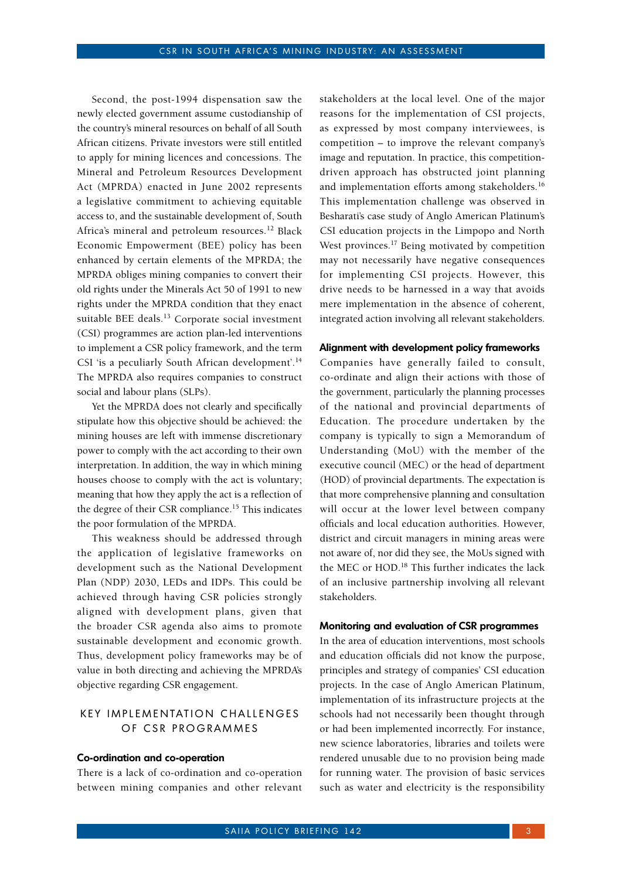Second, the post-1994 dispensation saw the newly elected government assume custodianship of the country's mineral resources on behalf of all South African citizens. Private investors were still entitled to apply for mining licences and concessions. The Mineral and Petroleum Resources Development Act (MPRDA) enacted in June 2002 represents a legislative commitment to achieving equitable access to, and the sustainable development of, South Africa's mineral and petroleum resources.[12] Black Economic Empowerment (BEE) policy has been enhanced by certain elements of the MPRDA; the MPRDA obliges mining companies to convert their old rights under the Minerals Act 50 of 1991 to new rights under the MPRDA condition that they enact suitable BEE deals.[13] Corporate social investment (CSI) programmes are action plan-led interventions to implement a CSR policy framework, and the term CSI 'is a peculiarly South African development'.[14] The MPRDA also requires companies to construct social and labour plans (SLPs).

Yet the MPRDA does not clearly and specifically stipulate how this objective should be achieved: the mining houses are left with immense discretionary power to comply with the act according to their own interpretation. In addition, the way in which mining houses choose to comply with the act is voluntary; meaning that how they apply the act is a reflection of the degree of their CSR compliance.[15] This indicates the poor formulation of the MPRDA.

This weakness should be addressed through the application of legislative frameworks on development such as the National Development Plan (NDP) 2030, LEDs and IDPs. This could be achieved through having CSR policies strongly aligned with development plans, given that the broader CSR agenda also aims to promote sustainable development and economic growth. Thus, development policy frameworks may be of value in both directing and achieving the MPRDA's objective regarding CSR engagement.

## KEY IMPLEMENTATION CHALLENGES OF CSR PROGRAMMES

### Co-ordination and co-operation

There is a lack of co-ordination and co-operation between mining companies and other relevant stakeholders at the local level. One of the major reasons for the implementation of CSI projects, as expressed by most company interviewees, is competition – to improve the relevant company's image and reputation. In practice, this competition-driven approach has obstructed joint planning and implementation efforts among stakeholders.[16] This implementation challenge was observed in Besharati's case study of Anglo American Platinum's CSI education projects in the Limpopo and North West provinces.[17] Being motivated by competition may not necessarily have negative consequences for implementing CSI projects. However, this drive needs to be harnessed in a way that avoids mere implementation in the absence of coherent, integrated action involving all relevant stakeholders.

### Alignment with development policy frameworks

Companies have generally failed to consult, co-ordinate and align their actions with those of the government, particularly the planning processes of the national and provincial departments of Education. The procedure undertaken by the company is typically to sign a Memorandum of Understanding (MoU) with the member of the executive council (MEC) or the head of department (HOD) of provincial departments. The expectation is that more comprehensive planning and consultation will occur at the lower level between company officials and local education authorities. However, district and circuit managers in mining areas were not aware of, nor did they see, the MoUs signed with the MEC or HOD.[18] This further indicates the lack of an inclusive partnership involving all relevant stakeholders.

### Monitoring and evaluation of CSR programmes

In the area of education interventions, most schools and education officials did not know the purpose, principles and strategy of companies' CSI education projects. In the case of Anglo American Platinum, implementation of its infrastructure projects at the schools had not necessarily been thought through or had been implemented incorrectly. For instance, new science laboratories, libraries and toilets were rendered unusable due to no provision being made for running water. The provision of basic services such as water and electricity is the responsibility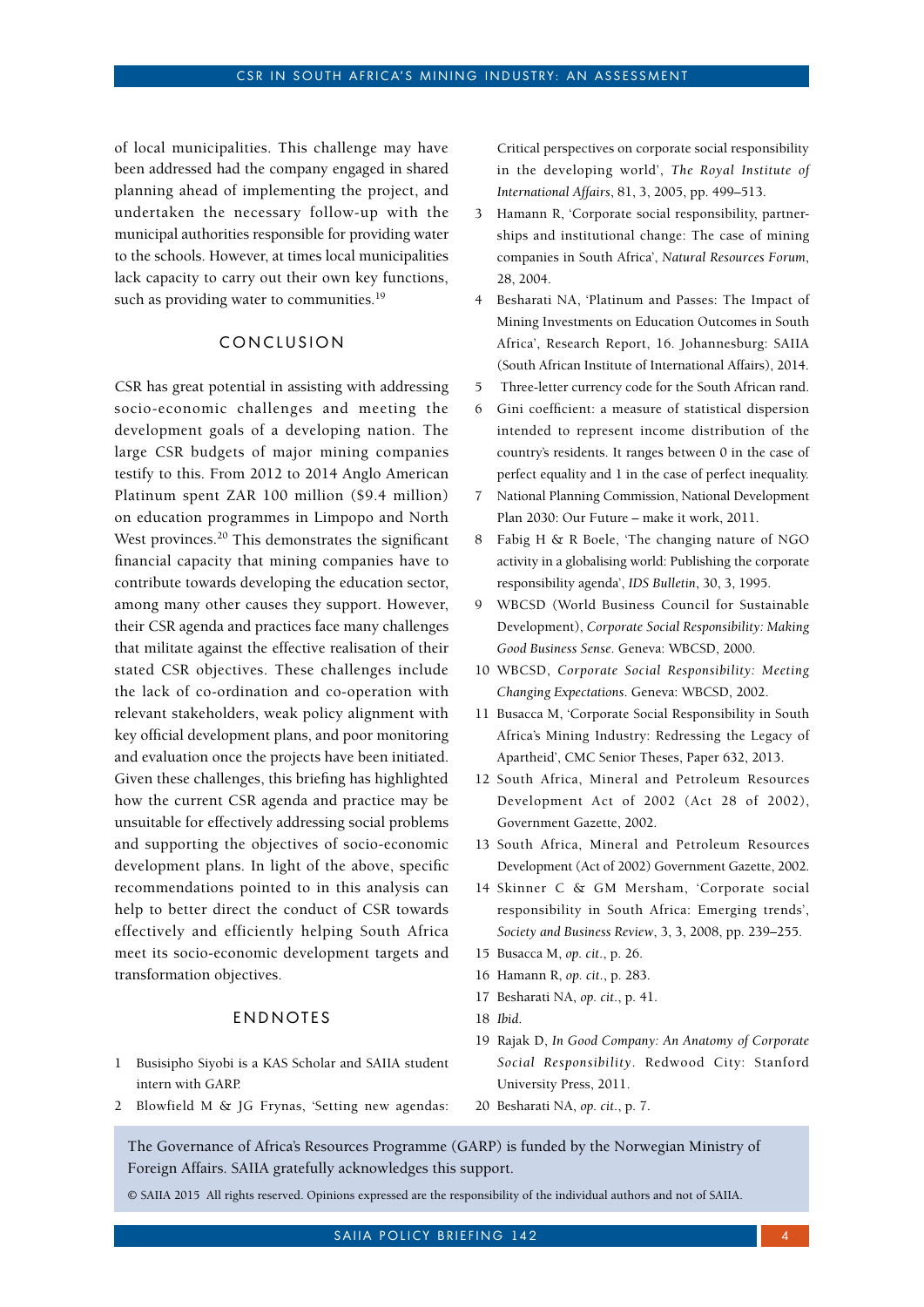of local municipalities. This challenge may have been addressed had the company engaged in shared planning ahead of implementing the project, and undertaken the necessary follow-up with the municipal authorities responsible for providing water to the schools. However, at times local municipalities lack capacity to carry out their own key functions, such as providing water to communities.[19]

## CONCLUSION

CSR has great potential in assisting with addressing socio-economic challenges and meeting the development goals of a developing nation. The large CSR budgets of major mining companies testify to this. From 2012 to 2014 Anglo American Platinum spent ZAR 100 million ($9.4 million) on education programmes in Limpopo and North West provinces.[20] This demonstrates the significant financial capacity that mining companies have to contribute towards developing the education sector, among many other causes they support. However, their CSR agenda and practices face many challenges that militate against the effective realisation of their stated CSR objectives. These challenges include the lack of co-ordination and co-operation with relevant stakeholders, weak policy alignment with key official development plans, and poor monitoring and evaluation once the projects have been initiated. Given these challenges, this briefing has highlighted how the current CSR agenda and practice may be unsuitable for effectively addressing social problems and supporting the objectives of socio-economic development plans. In light of the above, specific recommendations pointed to in this analysis can help to better direct the conduct of CSR towards effectively and efficiently helping South Africa meet its socio-economic development targets and transformation objectives.

## ENDNOTES

1. Busisipho Siyobi is a KAS Scholar and SAIIA student intern with GARP.
2. Blowfield M & JG Frynas, 'Setting new agendas: Critical perspectives on corporate social responsibility in the developing world', *The Royal Institute of International Affairs*, 81, 3, 2005, pp. 499–513.
3. Hamann R, 'Corporate social responsibility, partnerships and institutional change: The case of mining companies in South Africa', *Natural Resources Forum*, 28, 2004.
4. Besharati NA, 'Platinum and Passes: The Impact of Mining Investments on Education Outcomes in South Africa', Research Report, 16. Johannesburg: SAIIA (South African Institute of International Affairs), 2014.
5. Three-letter currency code for the South African rand.
6. Gini coefficient: a measure of statistical dispersion intended to represent income distribution of the country's residents. It ranges between 0 in the case of perfect equality and 1 in the case of perfect inequality.
7. National Planning Commission, National Development Plan 2030: Our Future – make it work, 2011.
8. Fabig H & R Boele, 'The changing nature of NGO activity in a globalising world: Publishing the corporate responsibility agenda', *IDS Bulletin*, 30, 3, 1995.
9. WBCSD (World Business Council for Sustainable Development), *Corporate Social Responsibility: Making Good Business Sense*. Geneva: WBCSD, 2000.
10. WBCSD, *Corporate Social Responsibility: Meeting Changing Expectations*. Geneva: WBCSD, 2002.
11. Busacca M, 'Corporate Social Responsibility in South Africa's Mining Industry: Redressing the Legacy of Apartheid', CMC Senior Theses, Paper 632, 2013.
12. South Africa, Mineral and Petroleum Resources Development Act of 2002 (Act 28 of 2002), Government Gazette, 2002.
13. South Africa, Mineral and Petroleum Resources Development (Act of 2002) Government Gazette, 2002.
14. Skinner C & GM Mersham, 'Corporate social responsibility in South Africa: Emerging trends', *Society and Business Review*, 3, 3, 2008, pp. 239–255.
15. Busacca M, *op. cit.*, p. 26.
16. Hamann R, *op. cit.*, p. 283.
17. Besharati NA, *op. cit.*, p. 41.
18. *Ibid.*
19. Rajak D, *In Good Company: An Anatomy of Corporate Social Responsibility*. Redwood City: Stanford University Press, 2011.
20. Besharati NA, *op. cit.*, p. 7.

The Governance of Africa's Resources Programme (GARP) is funded by the Norwegian Ministry of Foreign Affairs. SAIIA gratefully acknowledges this support.

© SAIIA 2015 All rights reserved. Opinions expressed are the responsibility of the individual authors and not of SAIIA.